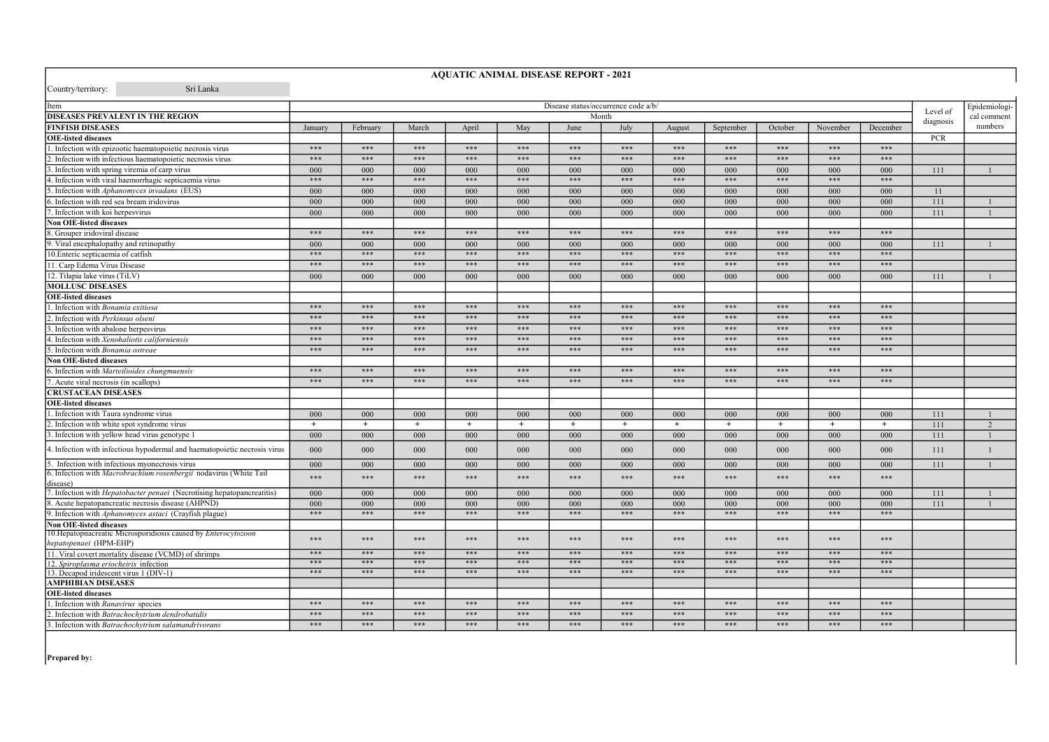# AQUATIC ANIMAL DISEASE REPORT - 2021

Country/territory: Sri Lanka

| Item | Disease status/occurrence code a/b/ | | | | | | | | | | | | Level of diagnosis | Epidemiological comment numbers |
|---|---|---|---|---|---|---|---|---|---|---|---|---|---|---|
| **DISEASES PREVALENT IN THE REGION** | Month | | | | | | | | | | | | | |
| **FINFISH DISEASES** | January | February | March | April | May | June | July | August | September | October | November | December | | |
| **OIE-listed diseases** | | | | | | | | | | | | | PCR | |
| 1. Infection with epizootic haematopoietic necrosis virus | *** | *** | *** | *** | *** | *** | *** | *** | *** | *** | *** | *** | | |
| 2. Infection with infectious haematopoietic necrosis virus | *** | *** | *** | *** | *** | *** | *** | *** | *** | *** | *** | *** | | |
| 3. Infection with spring viremia of carp virus | 000 | 000 | 000 | 000 | 000 | 000 | 000 | 000 | 000 | 000 | 000 | 000 | 111 | 1 |
| 4. Infection with viral haemorrhagic septicaemia virus | *** | *** | *** | *** | *** | *** | *** | *** | *** | *** | *** | *** | | |
| 5. Infection with *Aphanomyces invadans* (EUS) | 000 | 000 | 000 | 000 | 000 | 000 | 000 | 000 | 000 | 000 | 000 | 000 | 11 | |
| 6. Infection with red sea bream iridovirus | 000 | 000 | 000 | 000 | 000 | 000 | 000 | 000 | 000 | 000 | 000 | 000 | 111 | 1 |
| 7. Infection with koi herpesvirus | 000 | 000 | 000 | 000 | 000 | 000 | 000 | 000 | 000 | 000 | 000 | 000 | 111 | 1 |
| **Non OIE-listed diseases** | | | | | | | | | | | | | | |
| 8. Grouper iridoviral disease | *** | *** | *** | *** | *** | *** | *** | *** | *** | *** | *** | *** | | |
| 9. Viral encephalopathy and retinopathy | 000 | 000 | 000 | 000 | 000 | 000 | 000 | 000 | 000 | 000 | 000 | 000 | 111 | 1 |
| 10.Enteric septicaemia of catfish | *** | *** | *** | *** | *** | *** | *** | *** | *** | *** | *** | *** | | |
| 11. Carp Edema Virus Disease | *** | *** | *** | *** | *** | *** | *** | *** | *** | *** | *** | *** | | |
| 12. Tilapia lake virus (TiLV) | 000 | 000 | 000 | 000 | 000 | 000 | 000 | 000 | 000 | 000 | 000 | 000 | 111 | 1 |
| **MOLLUSC DISEASES** | | | | | | | | | | | | | | |
| **OIE-listed diseases** | | | | | | | | | | | | | | |
| 1. Infection with *Bonamia exitiosa* | *** | *** | *** | *** | *** | *** | *** | *** | *** | *** | *** | *** | | |
| 2. Infection with *Perkinsus olseni* | *** | *** | *** | *** | *** | *** | *** | *** | *** | *** | *** | *** | | |
| 3. Infection with abalone herpesvirus | *** | *** | *** | *** | *** | *** | *** | *** | *** | *** | *** | *** | | |
| 4. Infection with *Xenohaliotis californiensis* | *** | *** | *** | *** | *** | *** | *** | *** | *** | *** | *** | *** | | |
| 5. Infection with *Bonamia ostreae* | *** | *** | *** | *** | *** | *** | *** | *** | *** | *** | *** | *** | | |
| **Non OIE-listed diseases** | | | | | | | | | | | | | | |
| 6. Infection with *Marteilioides chungmuensis* | *** | *** | *** | *** | *** | *** | *** | *** | *** | *** | *** | *** | | |
| 7. Acute viral necrosis (in scallops) | *** | *** | *** | *** | *** | *** | *** | *** | *** | *** | *** | *** | | |
| **CRUSTACEAN DISEASES** | | | | | | | | | | | | | | |
| **OIE-listed diseases** | | | | | | | | | | | | | | |
| 1. Infection with Taura syndrome virus | 000 | 000 | 000 | 000 | 000 | 000 | 000 | 000 | 000 | 000 | 000 | 000 | 111 | 1 |
| 2. Infection with white spot syndrome virus | + | + | + | + | + | + | + | + | + | + | + | + | 111 | 2 |
| 3. Infection with yellow head virus genotype 1 | 000 | 000 | 000 | 000 | 000 | 000 | 000 | 000 | 000 | 000 | 000 | 000 | 111 | 1 |
| 4. Infection with infectious hypodermal and haematopoietic necrosis virus | 000 | 000 | 000 | 000 | 000 | 000 | 000 | 000 | 000 | 000 | 000 | 000 | 111 | 1 |
| 5. Infection with infectious myonecrosis virus | 000 | 000 | 000 | 000 | 000 | 000 | 000 | 000 | 000 | 000 | 000 | 000 | 111 | 1 |
| 6. Infection with *Macrobrachium rosenbergii* nodavirus (White Tail disease) | *** | *** | *** | *** | *** | *** | *** | *** | *** | *** | *** | *** | | |
| 7. Infection with *Hepatobacter penaei* (Necrotising hepatopancreatitis) | 000 | 000 | 000 | 000 | 000 | 000 | 000 | 000 | 000 | 000 | 000 | 000 | 111 | 1 |
| 8. Acute hepatopancreatic necrosis disease (AHPND) | 000 | 000 | 000 | 000 | 000 | 000 | 000 | 000 | 000 | 000 | 000 | 000 | 111 | 1 |
| 9. Infection with *Aphanomyces astaci* (Crayfish plague) | *** | *** | *** | *** | *** | *** | *** | *** | *** | *** | *** | *** | | |
| **Non OIE-listed diseases** | | | | | | | | | | | | | | |
| 10.Hepatopnacreatic Microsporidiosis caused by *Enterocytozoon hepatopenaei* (HPM-EHP) | *** | *** | *** | *** | *** | *** | *** | *** | *** | *** | *** | *** | | |
| 11. Viral covert mortality disease (VCMD) of shrimps | *** | *** | *** | *** | *** | *** | *** | *** | *** | *** | *** | *** | | |
| 12. *Spiroplasma eriocheiris* infection | *** | *** | *** | *** | *** | *** | *** | *** | *** | *** | *** | *** | | |
| 13. Decapod iridescent virus 1 (DIV-1) | *** | *** | *** | *** | *** | *** | *** | *** | *** | *** | *** | *** | | |
| **AMPHIBIAN DISEASES** | | | | | | | | | | | | | | |
| **OIE-listed diseases** | | | | | | | | | | | | | | |
| 1. Infection with *Ranavirus* species | *** | *** | *** | *** | *** | *** | *** | *** | *** | *** | *** | *** | | |
| 2. Infection with *Batrachochytrium dendrobatidis* | *** | *** | *** | *** | *** | *** | *** | *** | *** | *** | *** | *** | | |
| 3. Infection with *Batrachochytrium salamandrivorans* | *** | *** | *** | *** | *** | *** | *** | *** | *** | *** | *** | *** | | |

**Prepared by:**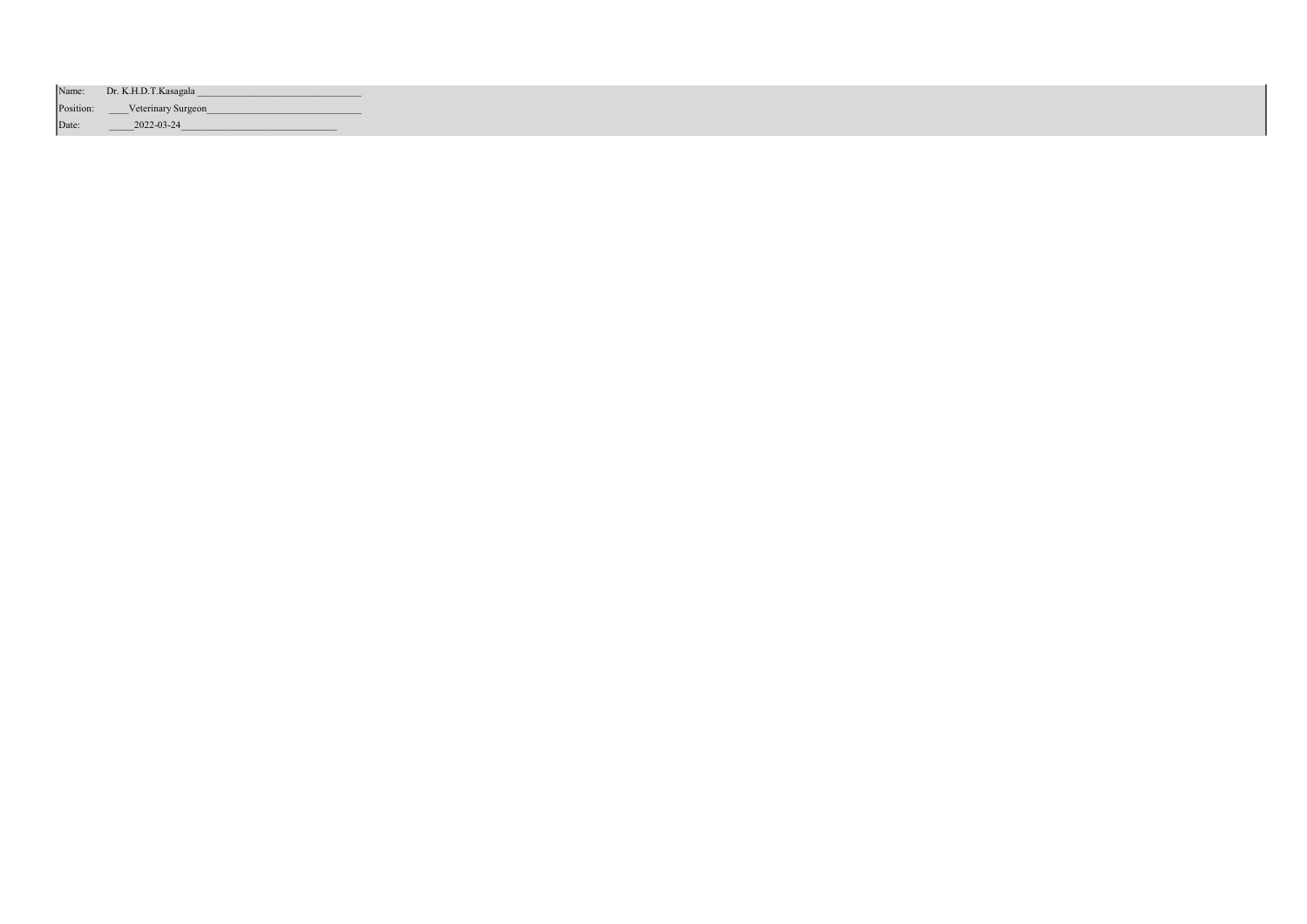Name: Dr. K.H.D.T.Kasagala ________________________________

Position: ____Veterinary Surgeon______________________________

Date: _____2022-03-24______________________________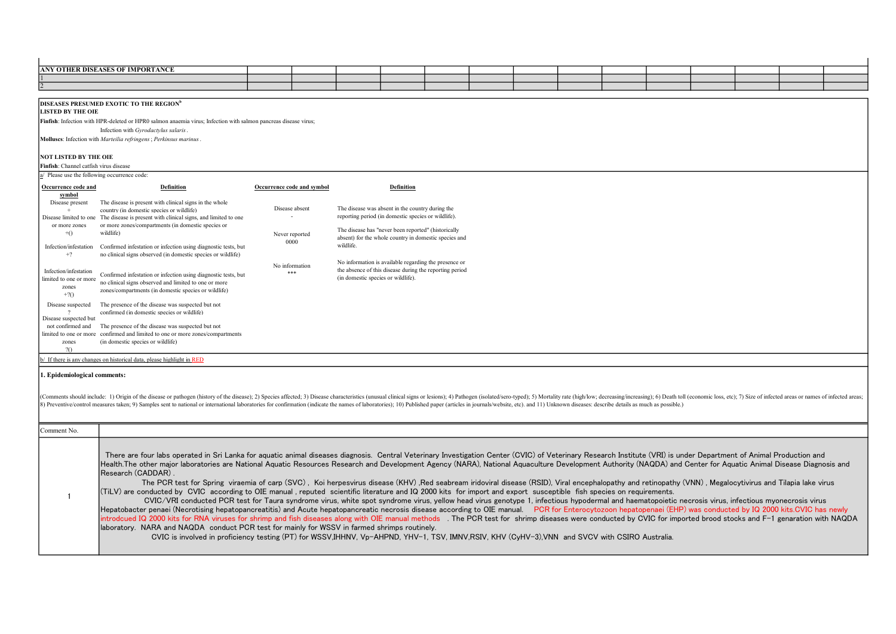| ANY OTHER DISEASES OF IMPORTANCE | | | | | | | | | | | | | | |
|---|---|---|---|---|---|---|---|---|---|---|---|---|---|---|
| 1 | | | | | | | | | | | | | | |
| 2 | | | | | | | | | | | | | | |

**DISEASES PRESUMED EXOTIC TO THE REGION[b]**

**LISTED BY THE OIE**

**Finfish**: Infection with HPR-deleted or HPR0 salmon anaemia virus; Infection with salmon pancreas disease virus;
Infection with *Gyrodactylus salaris*.

**Molluscs**: Infection with *Marteilia refringens*; *Perkinsus marinus*.

**NOT LISTED BY THE OIE**

**Finfish**: Channel catfish virus disease

a/ Please use the following occurrence code:

| Occurrence code and symbol | Definition | Occurrence code and symbol | Definition |
|---|---|---|---|
| Disease present + | The disease is present with clinical signs in the whole country (in domestic species or wildlife) | Disease absent - | The disease was absent in the country during the reporting period (in domestic species or wildlife). |
| Disease limited to one or more zones +() | The disease is present with clinical signs, and limited to one or more zones/compartments (in domestic species or wildlife) | Never reported 0000 | The disease has "never been reported" (historically absent) for the whole country in domestic species and wildlife. |
| Infection/infestation +? | Confirmed infestation or infection using diagnostic tests, but no clinical signs observed (in domestic species or wildlife) | No information *** | No information is available regarding the presence or the absence of this disease during the reporting period (in domestic species or wildlife). |
| Infection/infestation limited to one or more zones +?() | Confirmed infestation or infection using diagnostic tests, but no clinical signs observed and limited to one or more zones/compartments (in domestic species or wildlife) | | |
| Disease suspected ? | The presence of the disease was suspected but not confirmed (in domestic species or wildlife) | | |
| Disease suspected but not confirmed and limited to one or more zones ?() | The presence of the disease was suspected but not confirmed and limited to one or more zones/compartments (in domestic species or wildlife) | | |

b/ If there is any changes on historical data, please highlight in RED

## 1. Epidemiological comments:

(Comments should include: 1) Origin of the disease or pathogen (history of the disease); 2) Species affected; 3) Disease characteristics (unusual clinical signs or lesions); 4) Pathogen (isolated/sero-typed); 5) Mortality rate (high/low; decreasing/increasing); 6) Death toll (economic loss, etc); 7) Size of infected areas or names of infected areas; 8) Preventive/control measures taken; 9) Samples sent to national or international laboratories for confirmation (indicate the names of laboratories); 10) Published paper (articles in journals/website, etc). and 11) Unknown diseases: describe details as much as possible.)

| Comment No. | |
|---|---|
| 1 | There are four labs operated in Sri Lanka for aquatic animal diseases diagnosis. Central Veterinary Investigation Center (CVIC) of Veterinary Research Institute (VRI) is under Department of Animal Production and Health.The other major laboratories are National Aquatic Resources Research and Development Agency (NARA), National Aquaculture Development Authority (NAQDA) and Center for Aquatic Animal Disease Diagnosis and Research (CADDAR). The PCR test for Spring viraemia of carp (SVC), Koi herpesvirus disease (KHV) ,Red seabream iridoviral disease (RSID), Viral encephalopathy and retinopathy (VNN), Megalocytivirus and Tilapia lake virus (TiLV) are conducted by CVIC according to OIE manual , reputed scientific literature and IQ 2000 kits for import and export susceptible fish species on requirements. CVIC/VRI conducted PCR test for Taura syndrome virus, white spot syndrome virus, yellow head virus genotype 1, infectious hypodermal and haematopoietic necrosis virus, infectious myonecrosis virus Hepatobacter penaei (Necrotising hepatopancreatitis) and Acute hepatopancreatic necrosis disease according to OIE manual. PCR for Enterocytozoon hepatopenaei (EHP) was conducted by IQ 2000 kits.CVIC has newly introdcued IQ 2000 kits for RNA viruses for shrimp and fish diseases along with OIE manual methods . The PCR test for shrimp diseases were conducted by CVIC for imported brood stocks and F-1 genaration with NAQDA laboratory. NARA and NAQDA conduct PCR test for mainly for WSSV in farmed shrimps routinely. CVIC is involved in proficiency testing (PT) for WSSV,IHHNV, Vp-AHPND, YHV-1, TSV, IMNV,RSIV, KHV (CyHV-3),VNN and SVCV with CSIRO Australia. |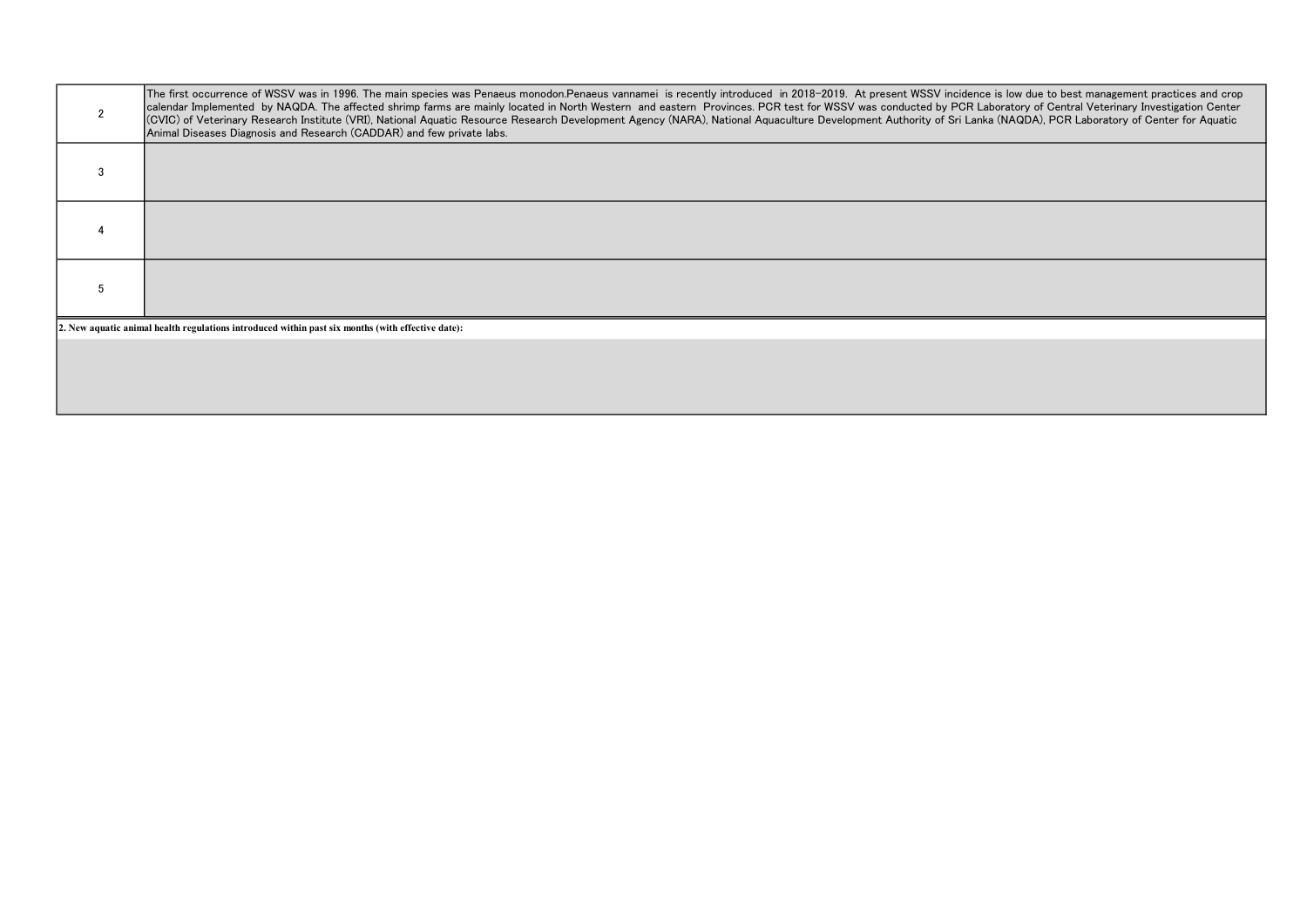| | |
|---|---|
| 2 | The first occurrence of WSSV was in 1996. The main species was Penaeus monodon.Penaeus vannamei is recently introduced in 2018-2019. At present WSSV incidence is low due to best management practices and crop calendar Implemented by NAQDA. The affected shrimp farms are mainly located in North Western and eastern Provinces. PCR test for WSSV was conducted by PCR Laboratory of Central Veterinary Investigation Center (CVIC) of Veterinary Research Institute (VRI), National Aquatic Resource Research Development Agency (NARA), National Aquaculture Development Authority of Sri Lanka (NAQDA), PCR Laboratory of Center for Aquatic Animal Diseases Diagnosis and Research (CADDAR) and few private labs. |
| 3 | |
| 4 | |
| 5 | |

**2. New aquatic animal health regulations introduced within past six months (with effective date):**